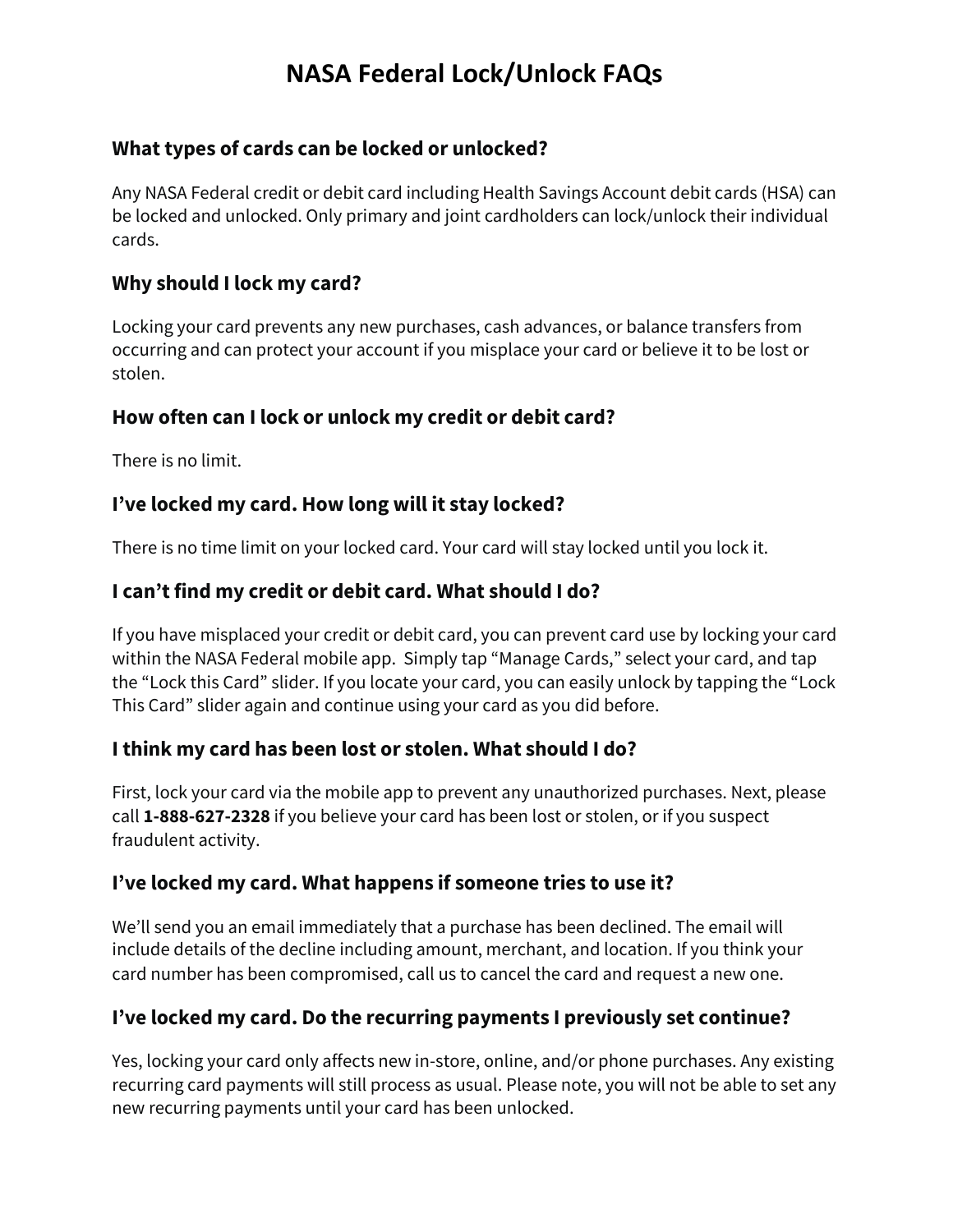# NASA Federal Lock/Unlock FAQs

### What types of cards can be locked or unlocked?

Any NASA Federal credit or debit card including Health Savings Account debit cards (HSA) can be locked and unlocked. Only primary and joint cardholders can lock/unlock their individual cards.

### Why should I lock my card?

Locking your card prevents any new purchases, cash advances, or balance transfers from occurring and can protect your account if you misplace your card or believe it to be lost or stolen.

### How often can I lock or unlock my credit or debit card?

There is no limit.

### I've locked my card. How long will it stay locked?

There is no time limit on your locked card. Your card will stay locked until you lock it.

### I can't find my credit or debit card. What should I do?

If you have misplaced your credit or debit card, you can prevent card use by locking your card within the NASA Federal mobile app. Simply tap "Manage Cards," select your card, and tap the "Lock this Card" slider. If you locate your card, you can easily unlock by tapping the "Lock This Card" slider again and continue using your card as you did before.

### I think my card has been lost or stolen. What should I do?

First, lock your card via the mobile app to prevent any unauthorized purchases. Next, please call **1-888-627-2328** if you believe your card has been lost or stolen, or if you suspect fraudulent activity.

### I've locked my card. What happens if someone tries to use it?

We'll send you an email immediately that a purchase has been declined. The email will include details of the decline including amount, merchant, and location. If you think your card number has been compromised, call us to cancel the card and request a new one.

### I've locked my card. Do the recurring payments I previously set continue?

Yes, locking your card only affects new in-store, online, and/or phone purchases. Any existing recurring card payments will still process as usual. Please note, you will not be able to set any new recurring payments until your card has been unlocked.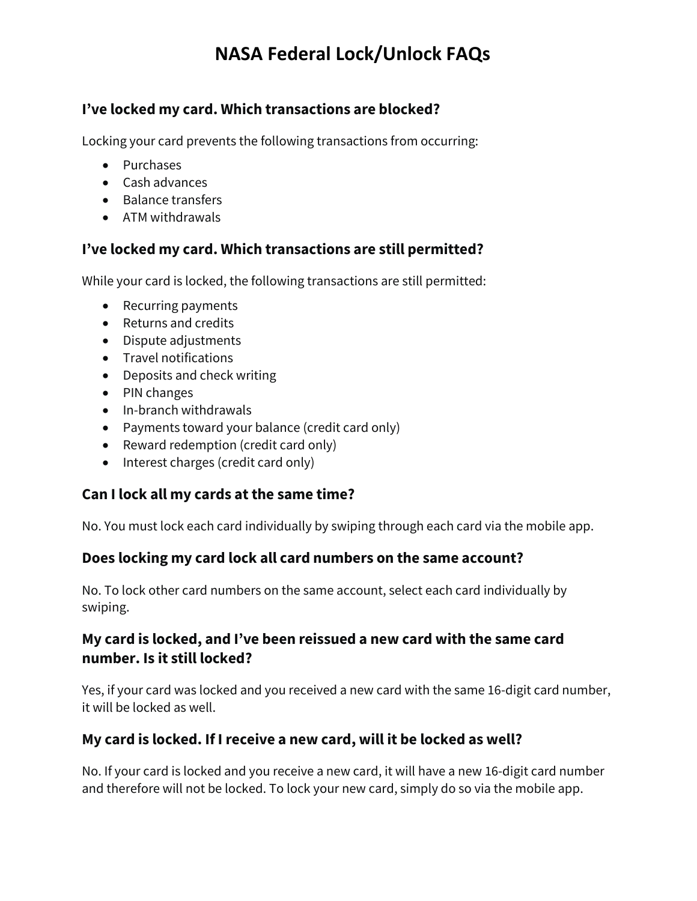# NASA Federal Lock/Unlock FAQs

## I've locked my card. Which transactions are blocked?

Locking your card prevents the following transactions from occurring:

- Purchases
- Cash advances
- Balance transfers
- ATM withdrawals

## I've locked my card. Which transactions are still permitted?

While your card is locked, the following transactions are still permitted:

- Recurring payments
- Returns and credits
- Dispute adjustments
- Travel notifications
- Deposits and check writing
- PIN changes
- In-branch withdrawals
- Payments toward your balance (credit card only)
- Reward redemption (credit card only)
- Interest charges (credit card only)

## Can I lock all my cards at the same time?

No. You must lock each card individually by swiping through each card via the mobile app.

## Does locking my card lock all card numbers on the same account?

No. To lock other card numbers on the same account, select each card individually by swiping.

## My card is locked, and I've been reissued a new card with the same card number. Is it still locked?

Yes, if your card was locked and you received a new card with the same 16-digit card number, it will be locked as well.

## My card is locked. If I receive a new card, will it be locked as well?

No. If your card is locked and you receive a new card, it will have a new 16-digit card number and therefore will not be locked. To lock your new card, simply do so via the mobile app.